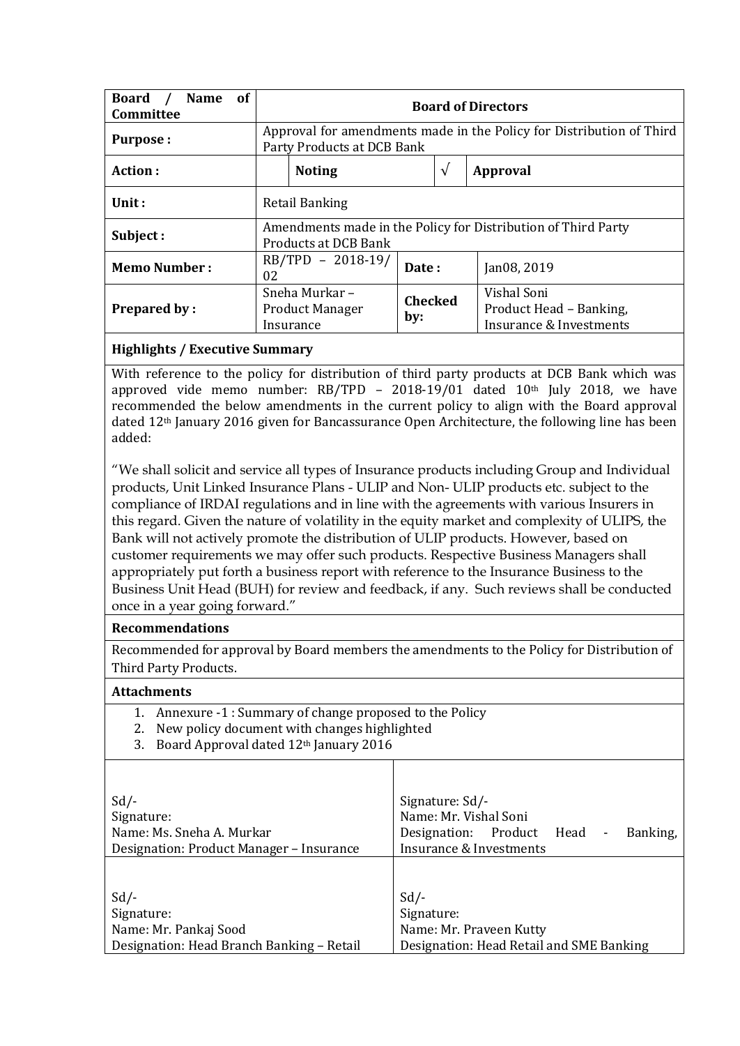| Board / Name of Committee | Board of Directors | | | | |
|---|---|---|---|---|---|
| **Purpose :** | Approval for amendments made in the Policy for Distribution of Third Party Products at DCB Bank | | | | |
| **Action :** | | **Noting** | √ | **Approval** | |
| **Unit :** | Retail Banking | | | | |
| **Subject :** | Amendments made in the Policy for Distribution of Third Party Products at DCB Bank | | | | |
| **Memo Number :** | RB/TPD – 2018-19/ 02 | | **Date :** | Jan08, 2019 | |
| **Prepared by :** | Sneha Murkar – Product Manager Insurance | | **Checked by:** | Vishal Soni Product Head – Banking, Insurance & Investments | |

**Highlights / Executive Summary**

With reference to the policy for distribution of third party products at DCB Bank which was approved vide memo number: RB/TPD – 2018-19/01 dated 10th July 2018, we have recommended the below amendments in the current policy to align with the Board approval dated 12th January 2016 given for Bancassurance Open Architecture, the following line has been added:

"We shall solicit and service all types of Insurance products including Group and Individual products, Unit Linked Insurance Plans - ULIP and Non- ULIP products etc. subject to the compliance of IRDAI regulations and in line with the agreements with various Insurers in this regard. Given the nature of volatility in the equity market and complexity of ULIPS, the Bank will not actively promote the distribution of ULIP products. However, based on customer requirements we may offer such products. Respective Business Managers shall appropriately put forth a business report with reference to the Insurance Business to the Business Unit Head (BUH) for review and feedback, if any. Such reviews shall be conducted once in a year going forward."

**Recommendations**

Recommended for approval by Board members the amendments to the Policy for Distribution of Third Party Products.

**Attachments**

1. Annexure -1 : Summary of change proposed to the Policy
2. New policy document with changes highlighted
3. Board Approval dated 12th January 2016

| | |
|---|---|
| Sd/-<br>Signature:<br>Name: Ms. Sneha A. Murkar<br>Designation: Product Manager – Insurance | Signature: Sd/-<br>Name: Mr. Vishal Soni<br>Designation: Product Head - Banking, Insurance & Investments |
| Sd/-<br>Signature:<br>Name: Mr. Pankaj Sood<br>Designation: Head Branch Banking – Retail | Sd/-<br>Signature:<br>Name: Mr. Praveen Kutty<br>Designation: Head Retail and SME Banking |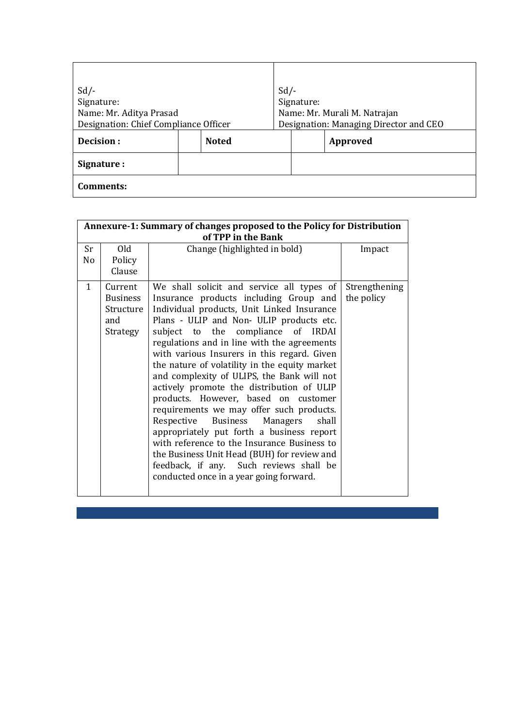| Sd/-<br>Signature:<br>Name: Mr. Aditya Prasad<br>Designation: Chief Compliance Officer | | | Sd/-<br>Signature:<br>Name: Mr. Murali M. Natrajan<br>Designation: Managing Director and CEO | |
|---|---|---|---|---|
| **Decision :** | | **Noted** | | **Approved** |
| **Signature :** | | | | |
| **Comments:** | | | | |

| **Annexure-1: Summary of changes proposed to the Policy for Distribution of TPP in the Bank** | | | |
|---|---|---|---|
| Sr No | Old Policy Clause | Change (highlighted in bold) | Impact |
| 1 | Current Business Structure and Strategy | We shall solicit and service all types of Insurance products including Group and Individual products, Unit Linked Insurance Plans - ULIP and Non- ULIP products etc. subject to the compliance of IRDAI regulations and in line with the agreements with various Insurers in this regard. Given the nature of volatility in the equity market and complexity of ULIPS, the Bank will not actively promote the distribution of ULIP products. However, based on customer requirements we may offer such products. Respective Business Managers shall appropriately put forth a business report with reference to the Insurance Business to the Business Unit Head (BUH) for review and feedback, if any. Such reviews shall be conducted once in a year going forward. | Strengthening the policy |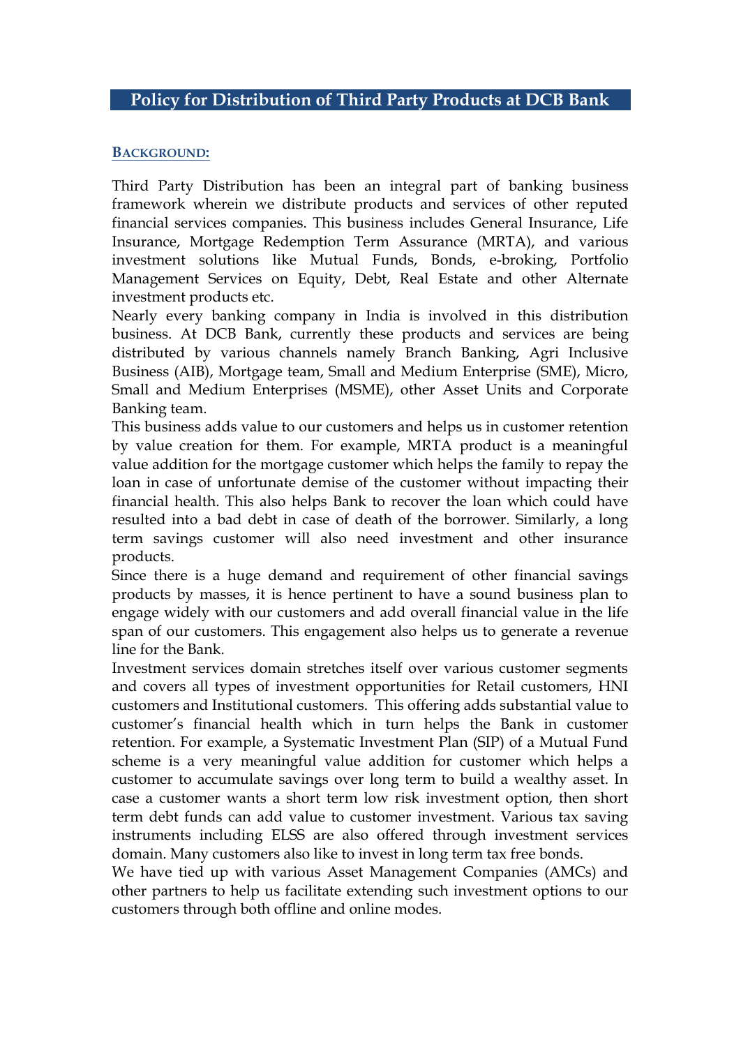# Policy for Distribution of Third Party Products at DCB Bank

## BACKGROUND:

Third Party Distribution has been an integral part of banking business framework wherein we distribute products and services of other reputed financial services companies. This business includes General Insurance, Life Insurance, Mortgage Redemption Term Assurance (MRTA), and various investment solutions like Mutual Funds, Bonds, e-broking, Portfolio Management Services on Equity, Debt, Real Estate and other Alternate investment products etc.

Nearly every banking company in India is involved in this distribution business. At DCB Bank, currently these products and services are being distributed by various channels namely Branch Banking, Agri Inclusive Business (AIB), Mortgage team, Small and Medium Enterprise (SME), Micro, Small and Medium Enterprises (MSME), other Asset Units and Corporate Banking team.

This business adds value to our customers and helps us in customer retention by value creation for them. For example, MRTA product is a meaningful value addition for the mortgage customer which helps the family to repay the loan in case of unfortunate demise of the customer without impacting their financial health. This also helps Bank to recover the loan which could have resulted into a bad debt in case of death of the borrower. Similarly, a long term savings customer will also need investment and other insurance products.

Since there is a huge demand and requirement of other financial savings products by masses, it is hence pertinent to have a sound business plan to engage widely with our customers and add overall financial value in the life span of our customers. This engagement also helps us to generate a revenue line for the Bank.

Investment services domain stretches itself over various customer segments and covers all types of investment opportunities for Retail customers, HNI customers and Institutional customers. This offering adds substantial value to customer's financial health which in turn helps the Bank in customer retention. For example, a Systematic Investment Plan (SIP) of a Mutual Fund scheme is a very meaningful value addition for customer which helps a customer to accumulate savings over long term to build a wealthy asset. In case a customer wants a short term low risk investment option, then short term debt funds can add value to customer investment. Various tax saving instruments including ELSS are also offered through investment services domain. Many customers also like to invest in long term tax free bonds.

We have tied up with various Asset Management Companies (AMCs) and other partners to help us facilitate extending such investment options to our customers through both offline and online modes.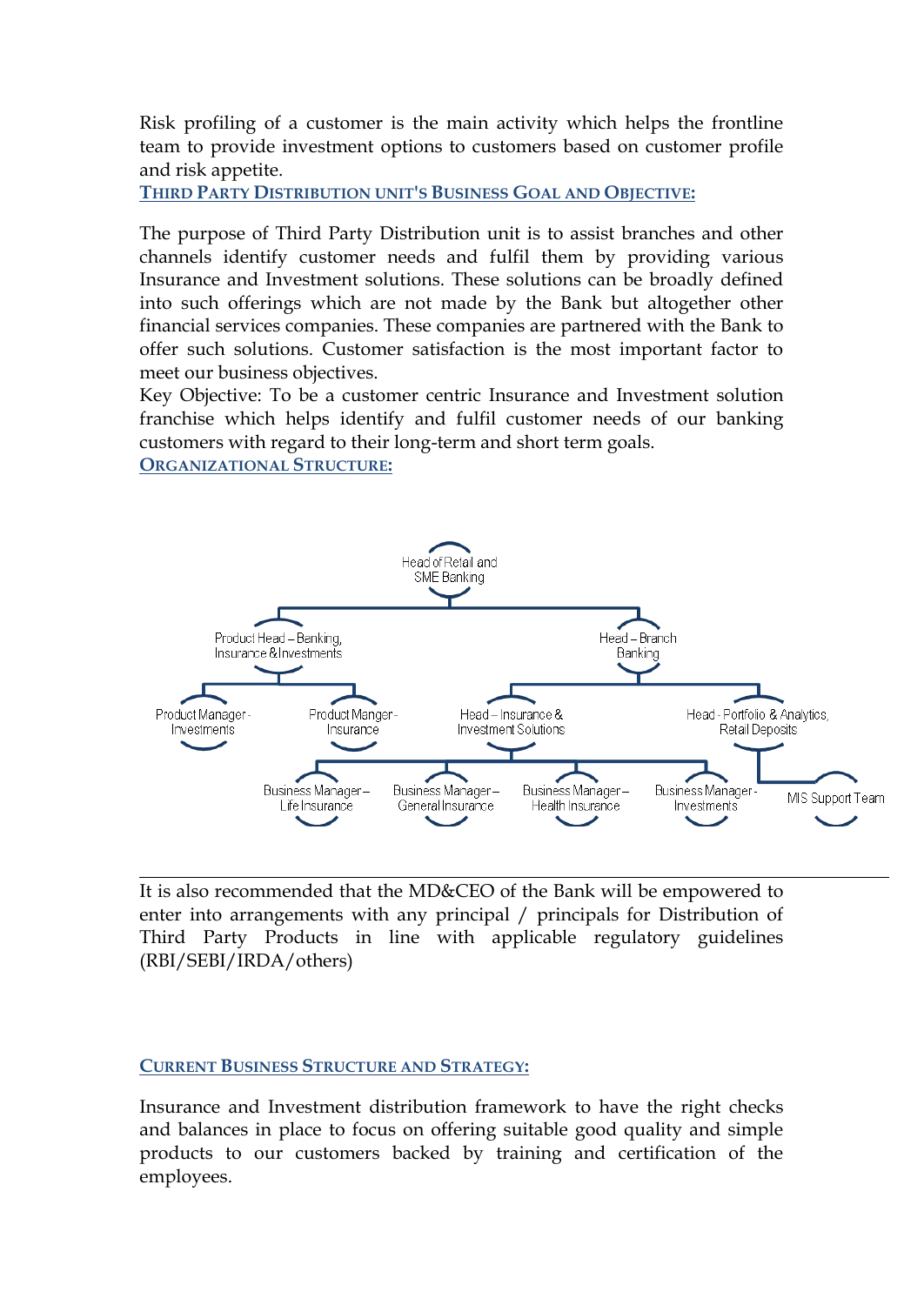Risk profiling of a customer is the main activity which helps the frontline team to provide investment options to customers based on customer profile and risk appetite.

**THIRD PARTY DISTRIBUTION UNIT'S BUSINESS GOAL AND OBJECTIVE:**

The purpose of Third Party Distribution unit is to assist branches and other channels identify customer needs and fulfil them by providing various Insurance and Investment solutions. These solutions can be broadly defined into such offerings which are not made by the Bank but altogether other financial services companies. These companies are partnered with the Bank to offer such solutions. Customer satisfaction is the most important factor to meet our business objectives.

Key Objective: To be a customer centric Insurance and Investment solution franchise which helps identify and fulfil customer needs of our banking customers with regard to their long-term and short term goals.

**ORGANIZATIONAL STRUCTURE:**

- Head of Retail and SME Banking
  - Product Head – Banking, Insurance & Investments
    - Product Manager - Investments
    - Product Manger - Insurance
  - Head – Branch Banking
    - Head – Insurance & Investment Solutions
      - Business Manager – Life Insurance
      - Business Manager – General Insurance
      - Business Manager – Health Insurance
      - Business Manager - Investments
    - Head - Portfolio & Analytics, Retail Deposits
      - MIS Support Team

---

It is also recommended that the MD&CEO of the Bank will be empowered to enter into arrangements with any principal / principals for Distribution of Third Party Products in line with applicable regulatory guidelines (RBI/SEBI/IRDA/others)

**CURRENT BUSINESS STRUCTURE AND STRATEGY:**

Insurance and Investment distribution framework to have the right checks and balances in place to focus on offering suitable good quality and simple products to our customers backed by training and certification of the employees.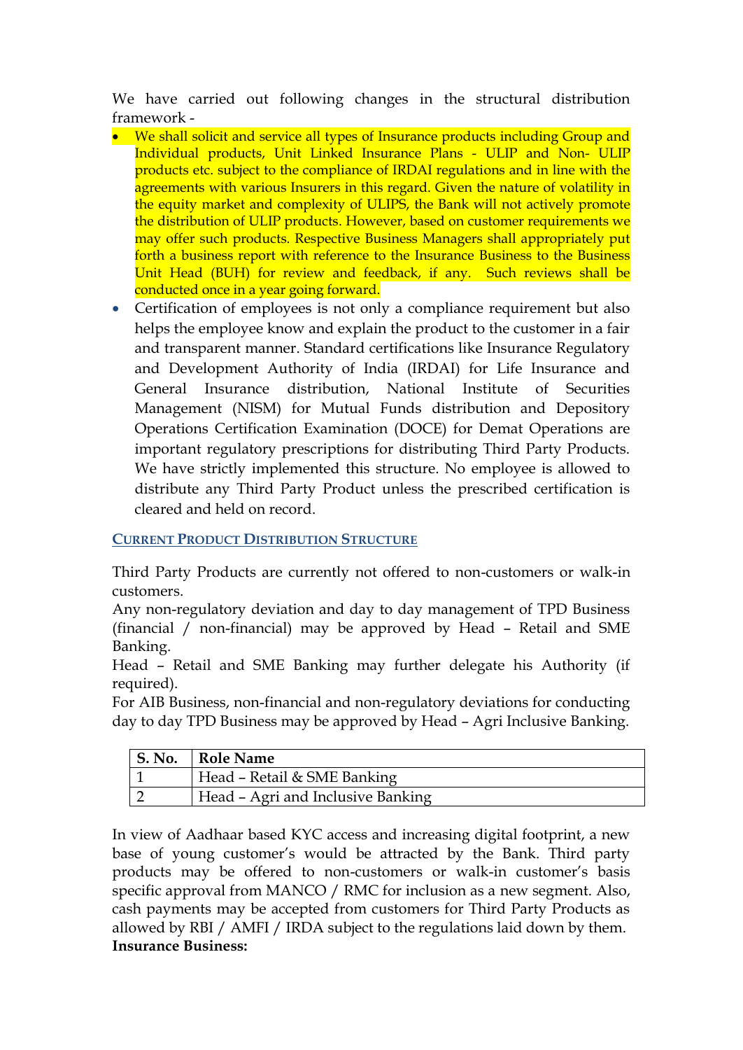We have carried out following changes in the structural distribution framework -

- We shall solicit and service all types of Insurance products including Group and Individual products, Unit Linked Insurance Plans - ULIP and Non- ULIP products etc. subject to the compliance of IRDAI regulations and in line with the agreements with various Insurers in this regard. Given the nature of volatility in the equity market and complexity of ULIPS, the Bank will not actively promote the distribution of ULIP products. However, based on customer requirements we may offer such products. Respective Business Managers shall appropriately put forth a business report with reference to the Insurance Business to the Business Unit Head (BUH) for review and feedback, if any. Such reviews shall be conducted once in a year going forward.
- Certification of employees is not only a compliance requirement but also helps the employee know and explain the product to the customer in a fair and transparent manner. Standard certifications like Insurance Regulatory and Development Authority of India (IRDAI) for Life Insurance and General Insurance distribution, National Institute of Securities Management (NISM) for Mutual Funds distribution and Depository Operations Certification Examination (DOCE) for Demat Operations are important regulatory prescriptions for distributing Third Party Products. We have strictly implemented this structure. No employee is allowed to distribute any Third Party Product unless the prescribed certification is cleared and held on record.

## CURRENT PRODUCT DISTRIBUTION STRUCTURE

Third Party Products are currently not offered to non-customers or walk-in customers.

Any non-regulatory deviation and day to day management of TPD Business (financial / non-financial) may be approved by Head – Retail and SME Banking.

Head – Retail and SME Banking may further delegate his Authority (if required).

For AIB Business, non-financial and non-regulatory deviations for conducting day to day TPD Business may be approved by Head – Agri Inclusive Banking.

| S. No. | Role Name |
|---|---|
| 1 | Head – Retail & SME Banking |
| 2 | Head – Agri and Inclusive Banking |

In view of Aadhaar based KYC access and increasing digital footprint, a new base of young customer's would be attracted by the Bank. Third party products may be offered to non-customers or walk-in customer's basis specific approval from MANCO / RMC for inclusion as a new segment. Also, cash payments may be accepted from customers for Third Party Products as allowed by RBI / AMFI / IRDA subject to the regulations laid down by them.

**Insurance Business:**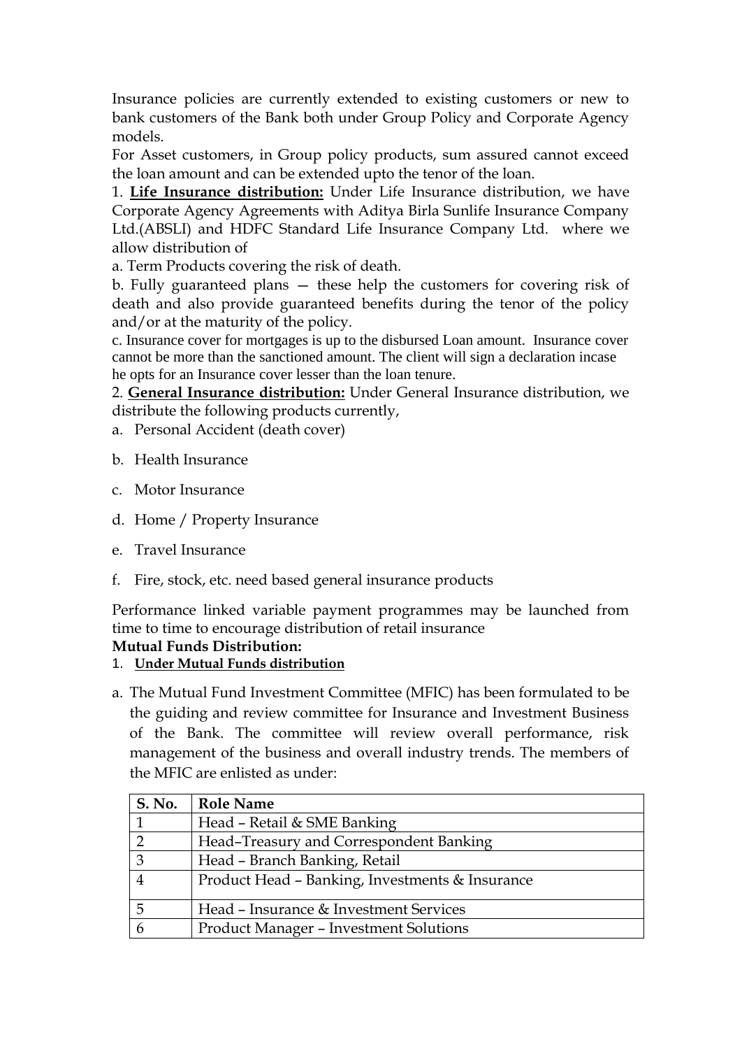Insurance policies are currently extended to existing customers or new to bank customers of the Bank both under Group Policy and Corporate Agency models.

For Asset customers, in Group policy products, sum assured cannot exceed the loan amount and can be extended upto the tenor of the loan.

1. **Life Insurance distribution:** Under Life Insurance distribution, we have Corporate Agency Agreements with Aditya Birla Sunlife Insurance Company Ltd.(ABSLI) and HDFC Standard Life Insurance Company Ltd. where we allow distribution of

a. Term Products covering the risk of death.

b. Fully guaranteed plans — these help the customers for covering risk of death and also provide guaranteed benefits during the tenor of the policy and/or at the maturity of the policy.

c. Insurance cover for mortgages is up to the disbursed Loan amount. Insurance cover cannot be more than the sanctioned amount. The client will sign a declaration incase he opts for an Insurance cover lesser than the loan tenure.

2. **General Insurance distribution:** Under General Insurance distribution, we distribute the following products currently,

a. Personal Accident (death cover)
b. Health Insurance
c. Motor Insurance
d. Home / Property Insurance
e. Travel Insurance
f. Fire, stock, etc. need based general insurance products

Performance linked variable payment programmes may be launched from time to time to encourage distribution of retail insurance

**Mutual Funds Distribution:**

1. **Under Mutual Funds distribution**

a. The Mutual Fund Investment Committee (MFIC) has been formulated to be the guiding and review committee for Insurance and Investment Business of the Bank. The committee will review overall performance, risk management of the business and overall industry trends. The members of the MFIC are enlisted as under:

| S. No. | Role Name |
|---|---|
| 1 | Head – Retail & SME Banking |
| 2 | Head–Treasury and Correspondent Banking |
| 3 | Head – Branch Banking, Retail |
| 4 | Product Head – Banking, Investments & Insurance |
| 5 | Head – Insurance & Investment Services |
| 6 | Product Manager – Investment Solutions |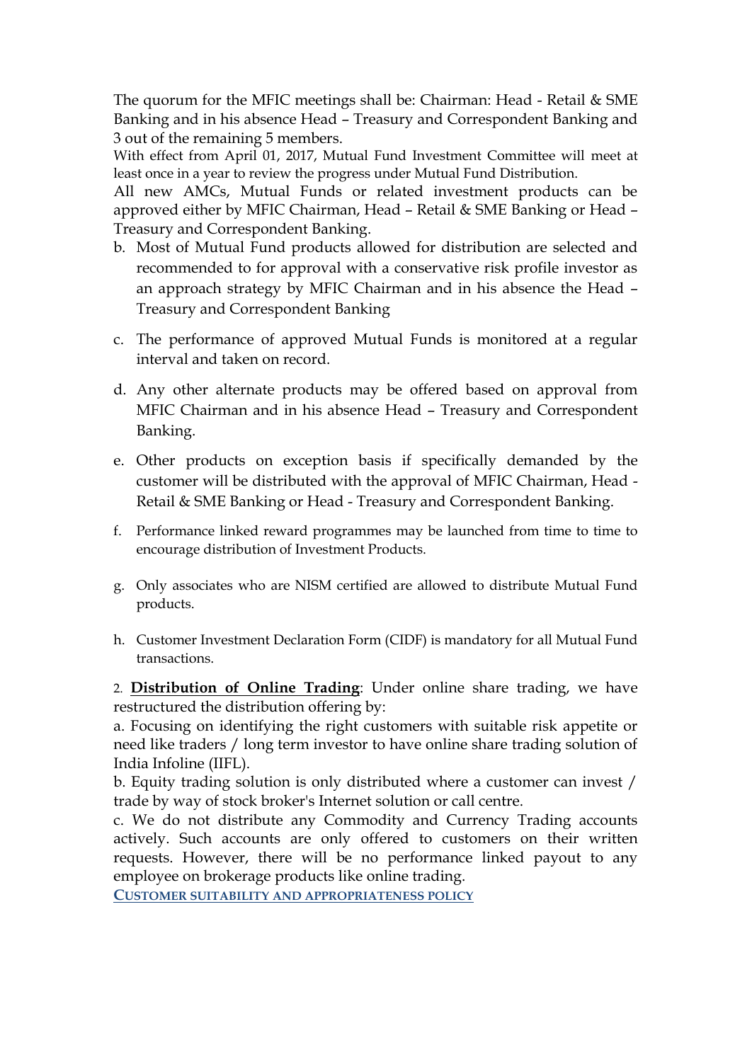The quorum for the MFIC meetings shall be: Chairman: Head - Retail & SME Banking and in his absence Head – Treasury and Correspondent Banking and 3 out of the remaining 5 members.

With effect from April 01, 2017, Mutual Fund Investment Committee will meet at least once in a year to review the progress under Mutual Fund Distribution.

All new AMCs, Mutual Funds or related investment products can be approved either by MFIC Chairman, Head – Retail & SME Banking or Head – Treasury and Correspondent Banking.

b. Most of Mutual Fund products allowed for distribution are selected and recommended to for approval with a conservative risk profile investor as an approach strategy by MFIC Chairman and in his absence the Head – Treasury and Correspondent Banking

c. The performance of approved Mutual Funds is monitored at a regular interval and taken on record.

d. Any other alternate products may be offered based on approval from MFIC Chairman and in his absence Head – Treasury and Correspondent Banking.

e. Other products on exception basis if specifically demanded by the customer will be distributed with the approval of MFIC Chairman, Head - Retail & SME Banking or Head - Treasury and Correspondent Banking.

f. Performance linked reward programmes may be launched from time to time to encourage distribution of Investment Products.

g. Only associates who are NISM certified are allowed to distribute Mutual Fund products.

h. Customer Investment Declaration Form (CIDF) is mandatory for all Mutual Fund transactions.

2. **Distribution of Online Trading**: Under online share trading, we have restructured the distribution offering by:

a. Focusing on identifying the right customers with suitable risk appetite or need like traders / long term investor to have online share trading solution of India Infoline (IIFL).

b. Equity trading solution is only distributed where a customer can invest / trade by way of stock broker's Internet solution or call centre.

c. We do not distribute any Commodity and Currency Trading accounts actively. Such accounts are only offered to customers on their written requests. However, there will be no performance linked payout to any employee on brokerage products like online trading.

## CUSTOMER SUITABILITY AND APPROPRIATENESS POLICY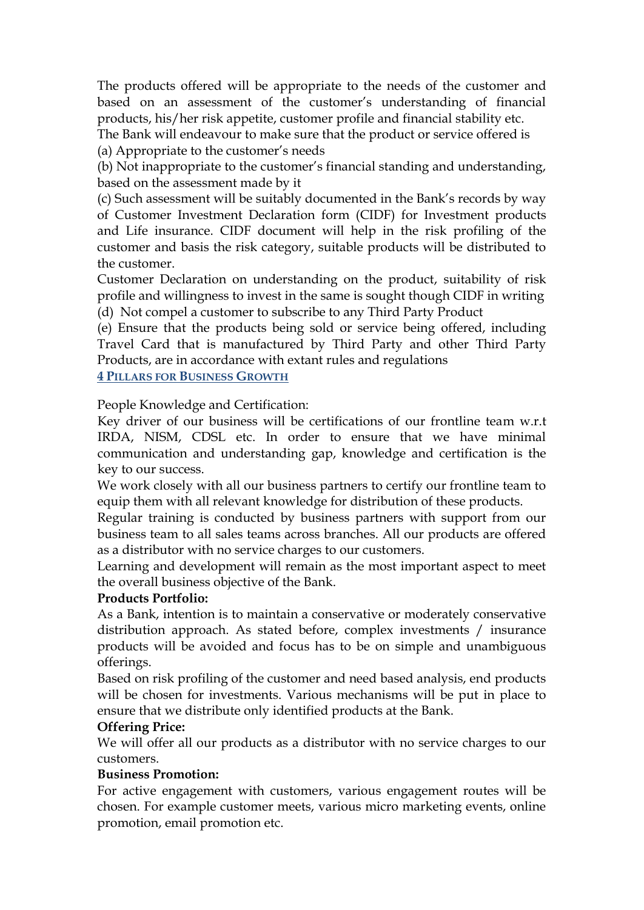The products offered will be appropriate to the needs of the customer and based on an assessment of the customer's understanding of financial products, his/her risk appetite, customer profile and financial stability etc.

The Bank will endeavour to make sure that the product or service offered is

(a) Appropriate to the customer's needs

(b) Not inappropriate to the customer's financial standing and understanding, based on the assessment made by it

(c) Such assessment will be suitably documented in the Bank's records by way of Customer Investment Declaration form (CIDF) for Investment products and Life insurance. CIDF document will help in the risk profiling of the customer and basis the risk category, suitable products will be distributed to the customer.

Customer Declaration on understanding on the product, suitability of risk profile and willingness to invest in the same is sought though CIDF in writing

(d) Not compel a customer to subscribe to any Third Party Product

(e) Ensure that the products being sold or service being offered, including Travel Card that is manufactured by Third Party and other Third Party Products, are in accordance with extant rules and regulations

## 4 PILLARS FOR BUSINESS GROWTH

People Knowledge and Certification:

Key driver of our business will be certifications of our frontline team w.r.t IRDA, NISM, CDSL etc. In order to ensure that we have minimal communication and understanding gap, knowledge and certification is the key to our success.

We work closely with all our business partners to certify our frontline team to equip them with all relevant knowledge for distribution of these products.

Regular training is conducted by business partners with support from our business team to all sales teams across branches. All our products are offered as a distributor with no service charges to our customers.

Learning and development will remain as the most important aspect to meet the overall business objective of the Bank.

**Products Portfolio:**

As a Bank, intention is to maintain a conservative or moderately conservative distribution approach. As stated before, complex investments / insurance products will be avoided and focus has to be on simple and unambiguous offerings.

Based on risk profiling of the customer and need based analysis, end products will be chosen for investments. Various mechanisms will be put in place to ensure that we distribute only identified products at the Bank.

**Offering Price:**

We will offer all our products as a distributor with no service charges to our customers.

**Business Promotion:**

For active engagement with customers, various engagement routes will be chosen. For example customer meets, various micro marketing events, online promotion, email promotion etc.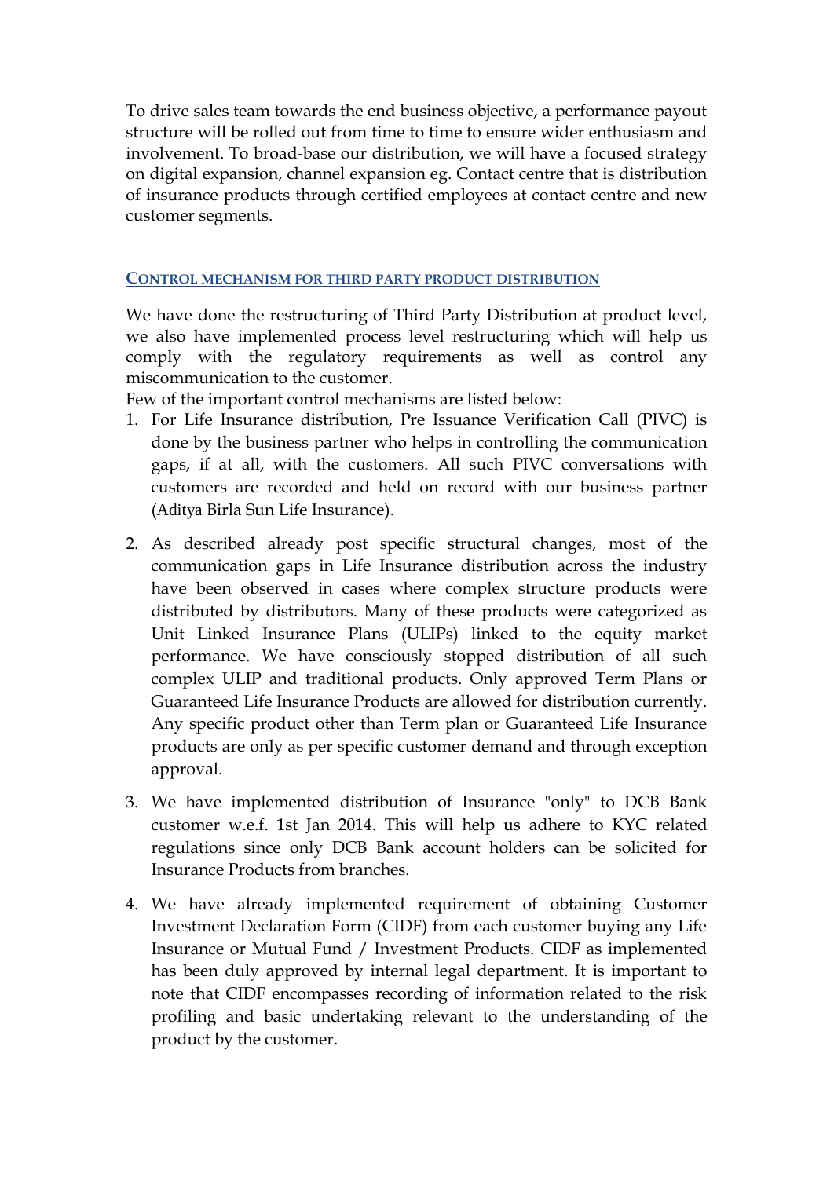To drive sales team towards the end business objective, a performance payout structure will be rolled out from time to time to ensure wider enthusiasm and involvement. To broad-base our distribution, we will have a focused strategy on digital expansion, channel expansion eg. Contact centre that is distribution of insurance products through certified employees at contact centre and new customer segments.

## CONTROL MECHANISM FOR THIRD PARTY PRODUCT DISTRIBUTION

We have done the restructuring of Third Party Distribution at product level, we also have implemented process level restructuring which will help us comply with the regulatory requirements as well as control any miscommunication to the customer.

Few of the important control mechanisms are listed below:

1. For Life Insurance distribution, Pre Issuance Verification Call (PIVC) is done by the business partner who helps in controlling the communication gaps, if at all, with the customers. All such PIVC conversations with customers are recorded and held on record with our business partner (Aditya Birla Sun Life Insurance).

2. As described already post specific structural changes, most of the communication gaps in Life Insurance distribution across the industry have been observed in cases where complex structure products were distributed by distributors. Many of these products were categorized as Unit Linked Insurance Plans (ULIPs) linked to the equity market performance. We have consciously stopped distribution of all such complex ULIP and traditional products. Only approved Term Plans or Guaranteed Life Insurance Products are allowed for distribution currently. Any specific product other than Term plan or Guaranteed Life Insurance products are only as per specific customer demand and through exception approval.

3. We have implemented distribution of Insurance "only" to DCB Bank customer w.e.f. 1st Jan 2014. This will help us adhere to KYC related regulations since only DCB Bank account holders can be solicited for Insurance Products from branches.

4. We have already implemented requirement of obtaining Customer Investment Declaration Form (CIDF) from each customer buying any Life Insurance or Mutual Fund / Investment Products. CIDF as implemented has been duly approved by internal legal department. It is important to note that CIDF encompasses recording of information related to the risk profiling and basic undertaking relevant to the understanding of the product by the customer.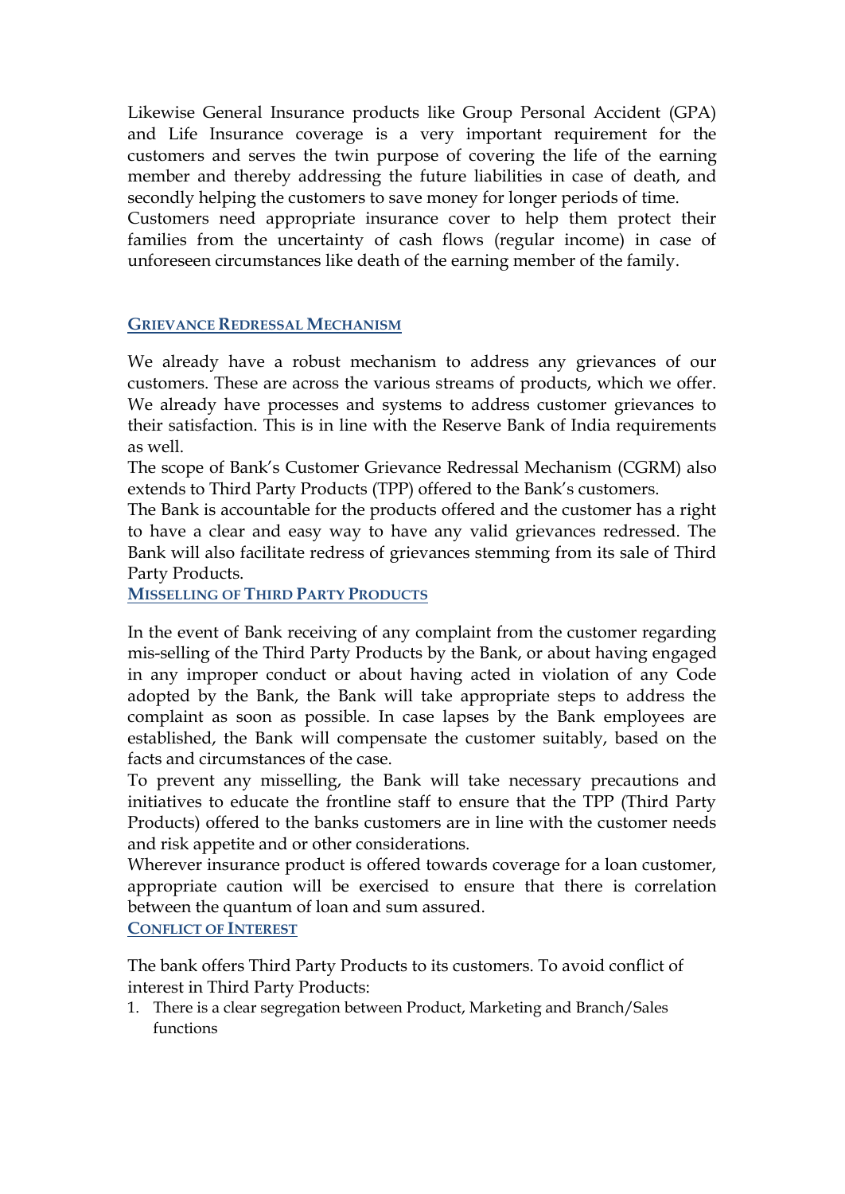Likewise General Insurance products like Group Personal Accident (GPA) and Life Insurance coverage is a very important requirement for the customers and serves the twin purpose of covering the life of the earning member and thereby addressing the future liabilities in case of death, and secondly helping the customers to save money for longer periods of time.

Customers need appropriate insurance cover to help them protect their families from the uncertainty of cash flows (regular income) in case of unforeseen circumstances like death of the earning member of the family.

## GRIEVANCE REDRESSAL MECHANISM

We already have a robust mechanism to address any grievances of our customers. These are across the various streams of products, which we offer. We already have processes and systems to address customer grievances to their satisfaction. This is in line with the Reserve Bank of India requirements as well.

The scope of Bank's Customer Grievance Redressal Mechanism (CGRM) also extends to Third Party Products (TPP) offered to the Bank's customers.

The Bank is accountable for the products offered and the customer has a right to have a clear and easy way to have any valid grievances redressed. The Bank will also facilitate redress of grievances stemming from its sale of Third Party Products.

## MISSELLING OF THIRD PARTY PRODUCTS

In the event of Bank receiving of any complaint from the customer regarding mis-selling of the Third Party Products by the Bank, or about having engaged in any improper conduct or about having acted in violation of any Code adopted by the Bank, the Bank will take appropriate steps to address the complaint as soon as possible. In case lapses by the Bank employees are established, the Bank will compensate the customer suitably, based on the facts and circumstances of the case.

To prevent any misselling, the Bank will take necessary precautions and initiatives to educate the frontline staff to ensure that the TPP (Third Party Products) offered to the banks customers are in line with the customer needs and risk appetite and or other considerations.

Wherever insurance product is offered towards coverage for a loan customer, appropriate caution will be exercised to ensure that there is correlation between the quantum of loan and sum assured.

## CONFLICT OF INTEREST

The bank offers Third Party Products to its customers. To avoid conflict of interest in Third Party Products:

1. There is a clear segregation between Product, Marketing and Branch/Sales functions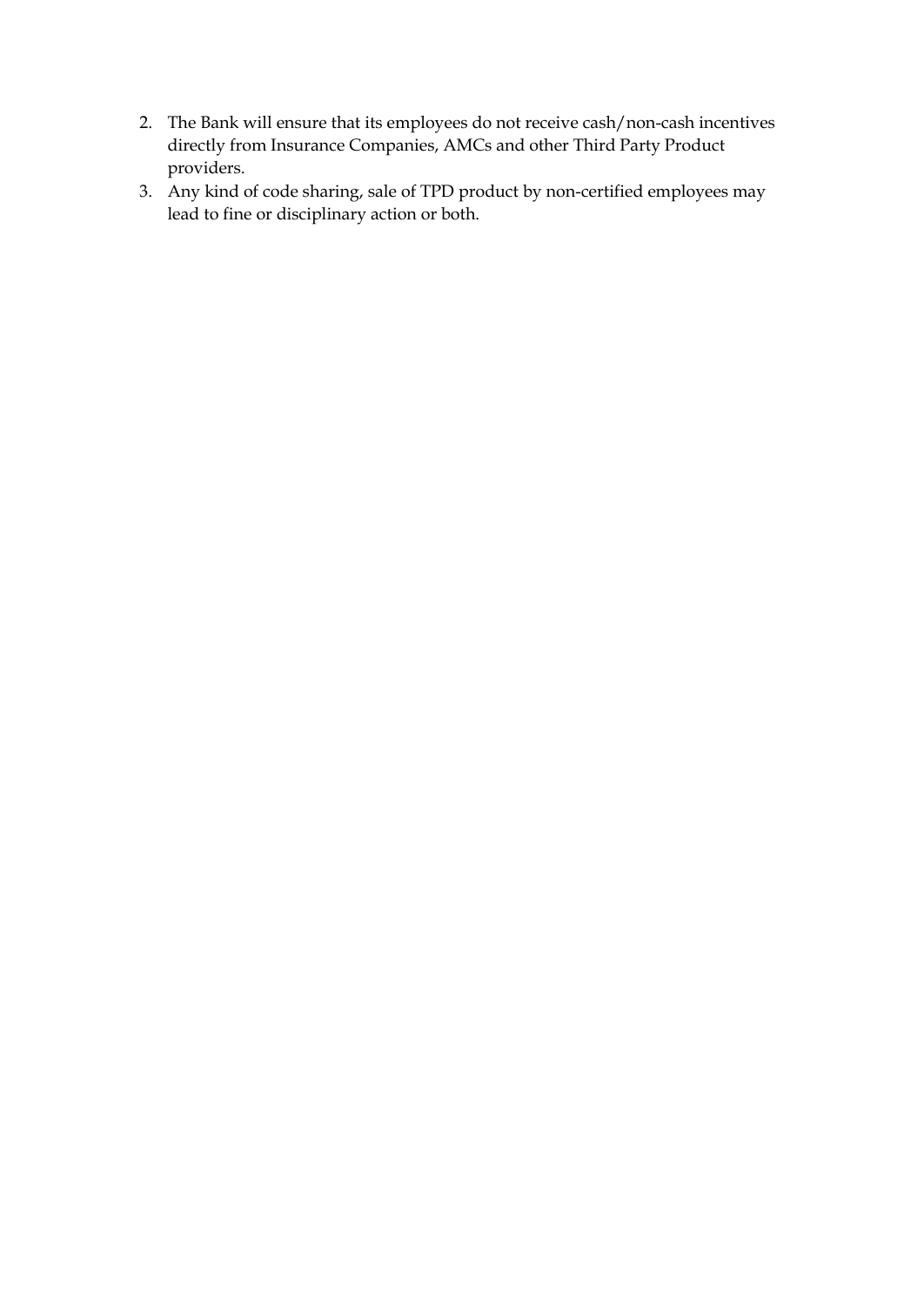2. The Bank will ensure that its employees do not receive cash/non-cash incentives directly from Insurance Companies, AMCs and other Third Party Product providers.
3. Any kind of code sharing, sale of TPD product by non-certified employees may lead to fine or disciplinary action or both.